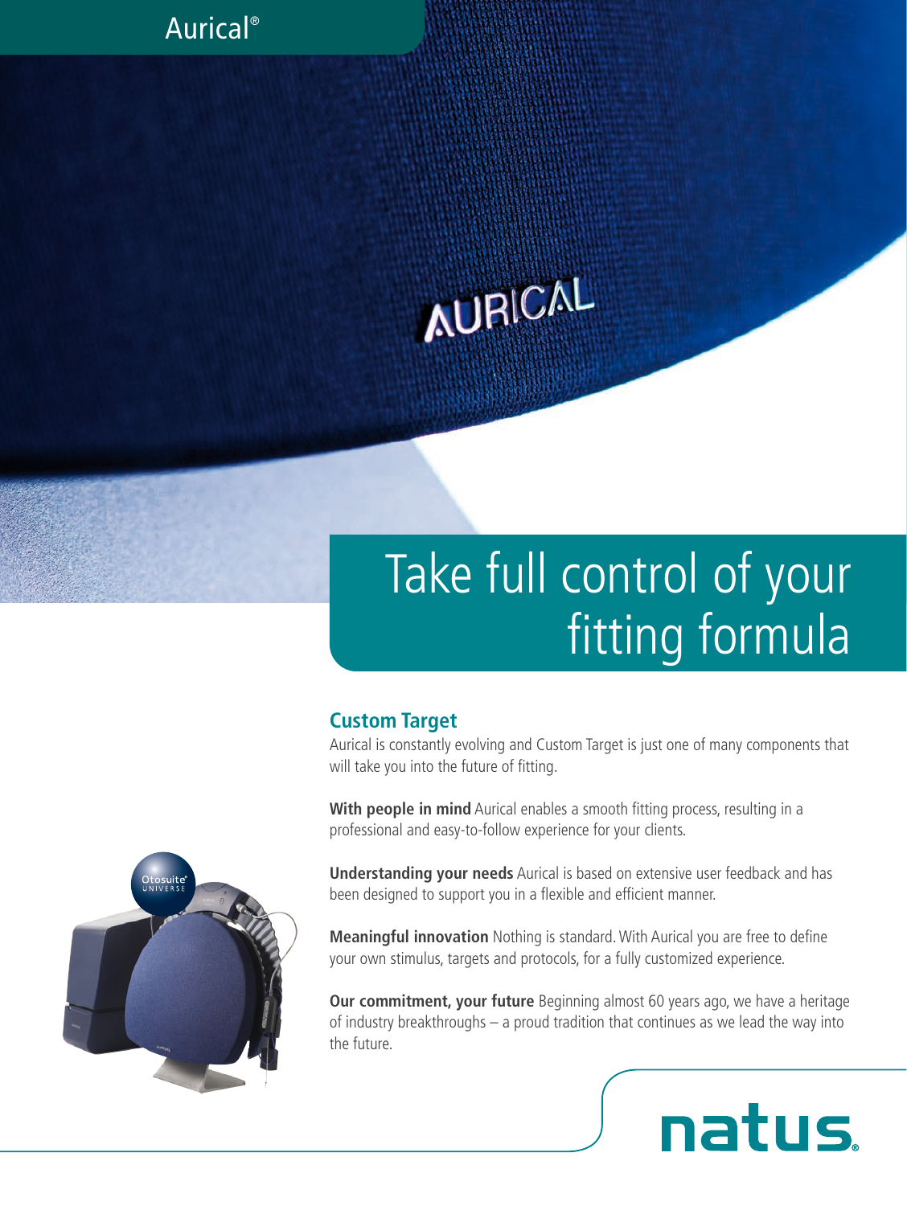Aurical®

# Take full control of your fitting formula

## Custom Target

Aurical is constantly evolving and Custom Target is just one of many components that will take you into the future of fitting.

**With people in mind** Aurical enables a smooth fitting process, resulting in a professional and easy-to-follow experience for your clients.

**Understanding your needs** Aurical is based on extensive user feedback and has been designed to support you in a flexible and efficient manner.

**Meaningful innovation** Nothing is standard. With Aurical you are free to define your own stimulus, targets and protocols, for a fully customized experience.

**Our commitment, your future** Beginning almost 60 years ago, we have a heritage of industry breakthroughs – a proud tradition that continues as we lead the way into the future.

natus.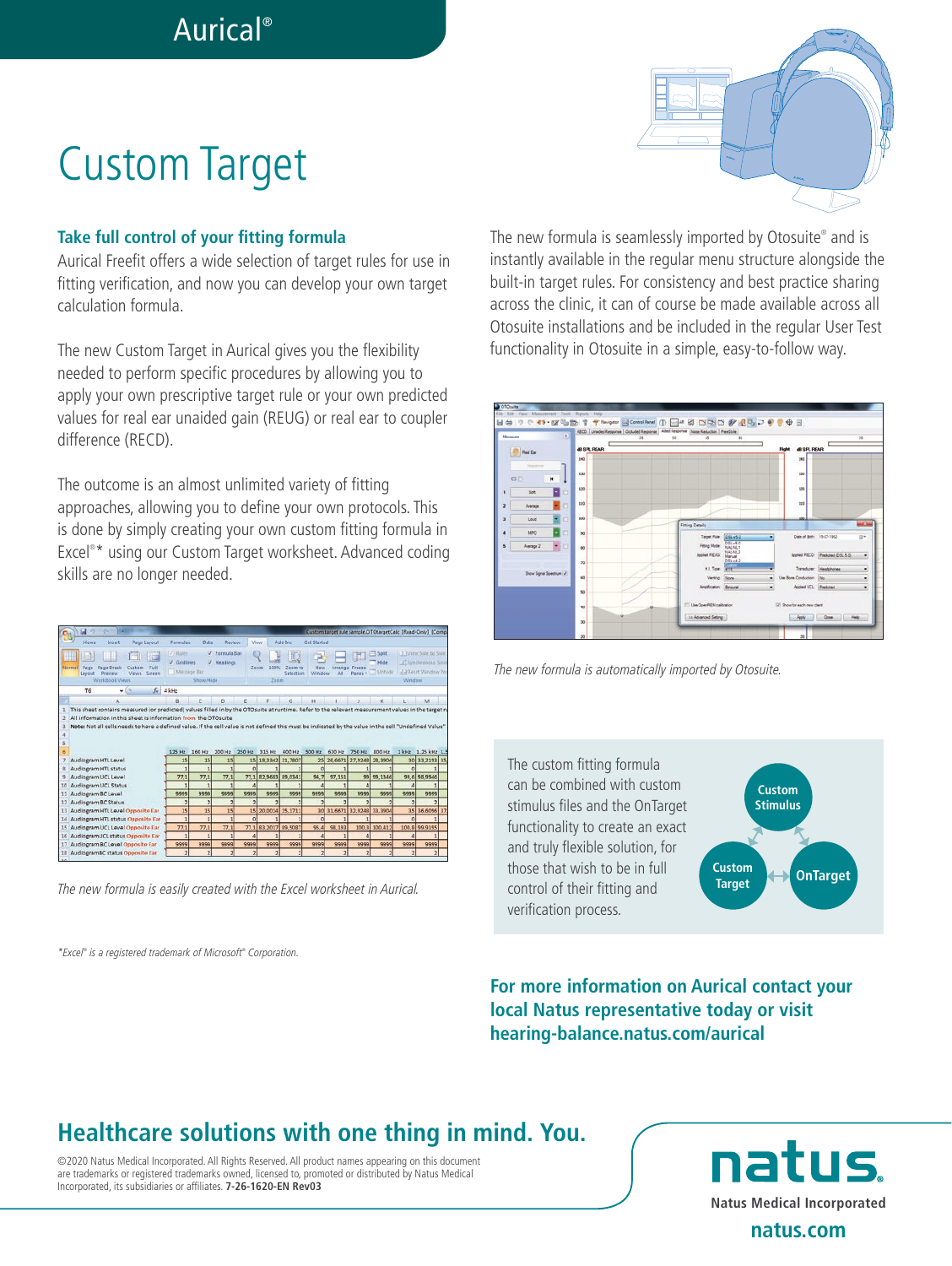Aurical®

# Custom Target

## Take full control of your fitting formula

Aurical Freefit offers a wide selection of target rules for use in fitting verification, and now you can develop your own target calculation formula.

The new Custom Target in Aurical gives you the flexibility needed to perform specific procedures by allowing you to apply your own prescriptive target rule or your own predicted values for real ear unaided gain (REUG) or real ear to coupler difference (RECD).

The outcome is an almost unlimited variety of fitting approaches, allowing you to define your own protocols. This is done by simply creating your own custom fitting formula in Excel®* using our Custom Target worksheet. Advanced coding skills are no longer needed.

*The new formula is easily created with the Excel worksheet in Aurical.*

*Excel® is a registered trademark of Microsoft® Corporation.

The new formula is seamlessly imported by Otosuite® and is instantly available in the regular menu structure alongside the built-in target rules. For consistency and best practice sharing across the clinic, it can of course be made available across all Otosuite installations and be included in the regular User Test functionality in Otosuite in a simple, easy-to-follow way.

*The new formula is automatically imported by Otosuite.*

The custom fitting formula can be combined with custom stimulus files and the OnTarget functionality to create an exact and truly flexible solution, for those that wish to be in full control of their fitting and verification process.

Custom Stimulus

Custom Target

OnTarget

## For more information on Aurical contact your local Natus representative today or visit hearing-balance.natus.com/aurical

## Healthcare solutions with one thing in mind. You.

©2020 Natus Medical Incorporated. All Rights Reserved. All product names appearing on this document are trademarks or registered trademarks owned, licensed to, promoted or distributed by Natus Medical Incorporated, its subsidiaries or affiliates. **7-26-1620-EN Rev03**

natus.

Natus Medical Incorporated

natus.com